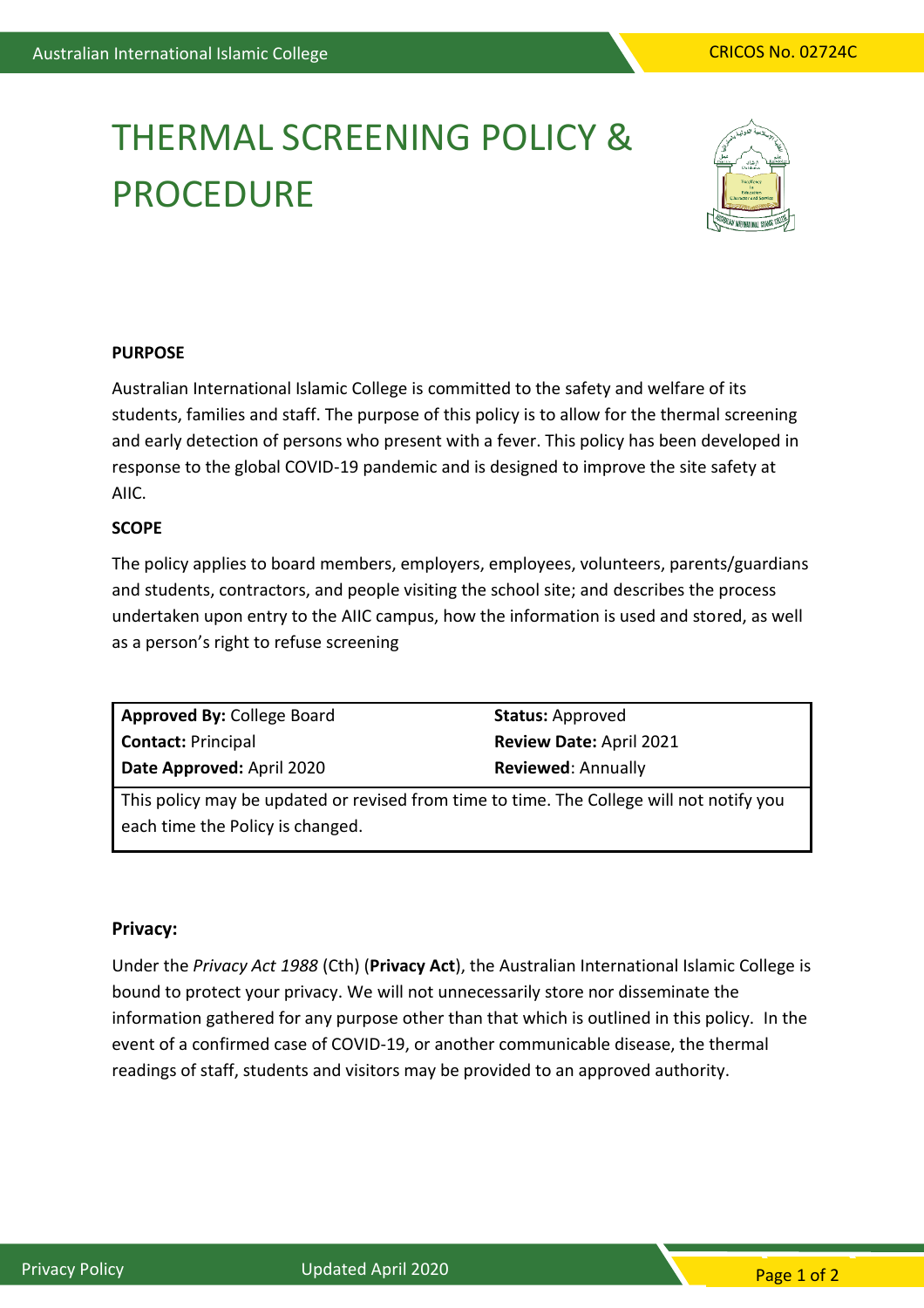# THERMAL SCREENING POLICY & PROCEDURE

**PURPOSE**

Australian International Islamic College is committed to the safety and welfare of its students, families and staff. The purpose of this policy is to allow for the thermal screening and early detection of persons who present with a fever. This policy has been developed in response to the global COVID-19 pandemic and is designed to improve the site safety at AIIC.

**SCOPE**

The policy applies to board members, employers, employees, volunteers, parents/guardians and students, contractors, and people visiting the school site; and describes the process undertaken upon entry to the AIIC campus, how the information is used and stored, as well as a person's right to refuse screening

| | |
|---|---|
| **Approved By:** College Board | **Status:** Approved |
| **Contact:** Principal | **Review Date:** April 2021 |
| **Date Approved:** April 2020 | **Reviewed**: Annually |
| This policy may be updated or revised from time to time. The College will not notify you each time the Policy is changed. | |

## Privacy:

Under the *Privacy Act 1988* (Cth) (**Privacy Act**), the Australian International Islamic College is bound to protect your privacy. We will not unnecessarily store nor disseminate the information gathered for any purpose other than that which is outlined in this policy. In the event of a confirmed case of COVID-19, or another communicable disease, the thermal readings of staff, students and visitors may be provided to an approved authority.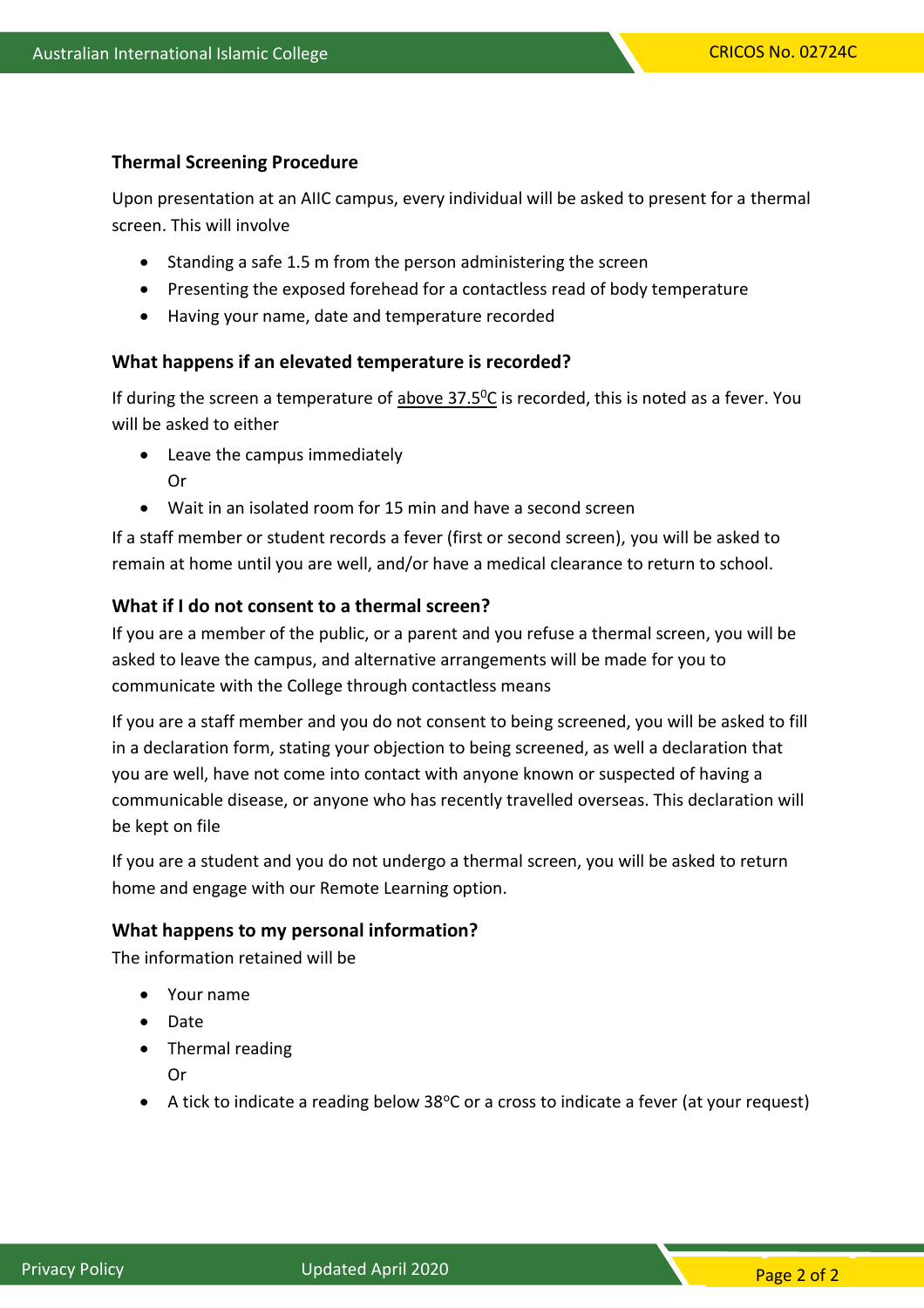### Thermal Screening Procedure

Upon presentation at an AIIC campus, every individual will be asked to present for a thermal screen. This will involve

- Standing a safe 1.5 m from the person administering the screen
- Presenting the exposed forehead for a contactless read of body temperature
- Having your name, date and temperature recorded

### What happens if an elevated temperature is recorded?

If during the screen a temperature of above 37.5$^{0}$C is recorded, this is noted as a fever. You will be asked to either

- Leave the campus immediately
  Or
- Wait in an isolated room for 15 min and have a second screen

If a staff member or student records a fever (first or second screen), you will be asked to remain at home until you are well, and/or have a medical clearance to return to school.

### What if I do not consent to a thermal screen?

If you are a member of the public, or a parent and you refuse a thermal screen, you will be asked to leave the campus, and alternative arrangements will be made for you to communicate with the College through contactless means

If you are a staff member and you do not consent to being screened, you will be asked to fill in a declaration form, stating your objection to being screened, as well a declaration that you are well, have not come into contact with anyone known or suspected of having a communicable disease, or anyone who has recently travelled overseas. This declaration will be kept on file

If you are a student and you do not undergo a thermal screen, you will be asked to return home and engage with our Remote Learning option.

### What happens to my personal information?

The information retained will be

- Your name
- Date
- Thermal reading
  Or
- A tick to indicate a reading below 38$^{o}$C or a cross to indicate a fever (at your request)